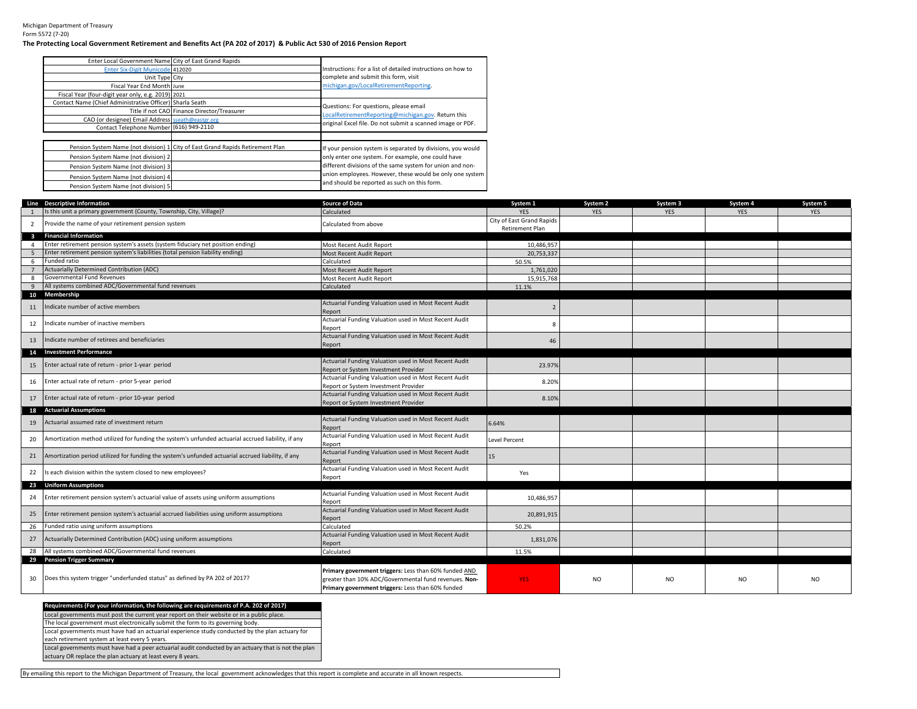Michigan Department of Treasury
Form 5572 (7-20)

**The Protecting Local Government Retirement and Benefits Act (PA 202 of 2017) & Public Act 530 of 2016 Pension Report**

| | |
|---|---|
| Enter Local Government Name | City of East Grand Rapids |
| Enter Six-Digit Municode | 412020 |
| Unit Type | City |
| Fiscal Year End Month | June |
| Fiscal Year (four-digit year only, e.g. 2019) | 2021 |
| Contact Name (Chief Administrative Officer) | Sharla Seath |
| Title if not CAO | Finance Director/Treasurer |
| CAO (or designee) Email Address | sseath@eastgr.org |
| Contact Telephone Number | (616) 949-2110 |

Instructions: For a list of detailed instructions on how to complete and submit this form, visit michigan.gov/LocalRetirementReporting.

Questions: For questions, please email LocalRetirementReporting@michigan.gov. Return this original Excel file. Do not submit a scanned image or PDF.

| | |
|---|---|
| Pension System Name (not division) 1 | City of East Grand Rapids Retirement Plan |
| Pension System Name (not division) 2 | |
| Pension System Name (not division) 3 | |
| Pension System Name (not division) 4 | |
| Pension System Name (not division) 5 | |

If your pension system is separated by divisions, you would only enter one system. For example, one could have different divisions of the same system for union and non-union employees. However, these would be only one system and should be reported as such on this form.

| Line | Descriptive Information | Source of Data | System 1 | System 2 | System 3 | System 4 | System 5 |
|---|---|---|---|---|---|---|---|
| 1 | Is this unit a primary government (County, Township, City, Village)? | Calculated | YES | YES | YES | YES | YES |
| 2 | Provide the name of your retirement pension system | Calculated from above | City of East Grand Rapids Retirement Plan | | | | |
| 3 | **Financial Information** | | | | | | |
| 4 | Enter retirement pension system's assets (system fiduciary net position ending) | Most Recent Audit Report | 10,486,957 | | | | |
| 5 | Enter retirement pension system's liabilities (total pension liability ending) | Most Recent Audit Report | 20,753,337 | | | | |
| 6 | Funded ratio | Calculated | 50.5% | | | | |
| 7 | Actuarially Determined Contribution (ADC) | Most Recent Audit Report | 1,761,020 | | | | |
| 8 | Governmental Fund Revenues | Most Recent Audit Report | 15,915,768 | | | | |
| 9 | All systems combined ADC/Governmental fund revenues | Calculated | 11.1% | | | | |
| 10 | **Membership** | | | | | | |
| 11 | Indicate number of active members | Actuarial Funding Valuation used in Most Recent Audit Report | 2 | | | | |
| 12 | Indicate number of inactive members | Actuarial Funding Valuation used in Most Recent Audit Report | 8 | | | | |
| 13 | Indicate number of retirees and beneficiaries | Actuarial Funding Valuation used in Most Recent Audit Report | 46 | | | | |
| 14 | **Investment Performance** | | | | | | |
| 15 | Enter actual rate of return - prior 1-year period | Actuarial Funding Valuation used in Most Recent Audit Report or System Investment Provider | 23.97% | | | | |
| 16 | Enter actual rate of return - prior 5-year period | Actuarial Funding Valuation used in Most Recent Audit Report or System Investment Provider | 8.20% | | | | |
| 17 | Enter actual rate of return - prior 10-year period | Actuarial Funding Valuation used in Most Recent Audit Report or System Investment Provider | 8.10% | | | | |
| 18 | **Actuarial Assumptions** | | | | | | |
| 19 | Actuarial assumed rate of investment return | Actuarial Funding Valuation used in Most Recent Audit Report | 6.64% | | | | |
| 20 | Amortization method utilized for funding the system's unfunded actuarial accrued liability, if any | Actuarial Funding Valuation used in Most Recent Audit Report | Level Percent | | | | |
| 21 | Amortization period utilized for funding the system's unfunded actuarial accrued liability, if any | Actuarial Funding Valuation used in Most Recent Audit Report | 15 | | | | |
| 22 | Is each division within the system closed to new employees? | Actuarial Funding Valuation used in Most Recent Audit Report | Yes | | | | |
| 23 | **Uniform Assumptions** | | | | | | |
| 24 | Enter retirement pension system's actuarial value of assets using uniform assumptions | Actuarial Funding Valuation used in Most Recent Audit Report | 10,486,957 | | | | |
| 25 | Enter retirement pension system's actuarial accrued liabilities using uniform assumptions | Actuarial Funding Valuation used in Most Recent Audit Report | 20,891,915 | | | | |
| 26 | Funded ratio using uniform assumptions | Calculated | 50.2% | | | | |
| 27 | Actuarially Determined Contribution (ADC) using uniform assumptions | Actuarial Funding Valuation used in Most Recent Audit Report | 1,831,076 | | | | |
| 28 | All systems combined ADC/Governmental fund revenues | Calculated | 11.5% | | | | |
| 29 | **Pension Trigger Summary** | | | | | | |
| 30 | Does this system trigger "underfunded status" as defined by PA 202 of 2017? | **Primary government triggers:** Less than 60% funded AND greater than 10% ADC/Governmental fund revenues. **Non-Primary government triggers:** Less than 60% funded | YES | NO | NO | NO | NO |

| **Requirements (For your information, the following are requirements of P.A. 202 of 2017)** |
|---|
| Local governments must post the current year report on their website or in a public place. |
| The local government must electronically submit the form to its governing body. |
| Local governments must have had an actuarial experience study conducted by the plan actuary for each retirement system at least every 5 years. |
| Local governments must have had a peer actuarial audit conducted by an actuary that is not the plan actuary OR replace the plan actuary at least every 8 years. |

By emailing this report to the Michigan Department of Treasury, the local government acknowledges that this report is complete and accurate in all known respects.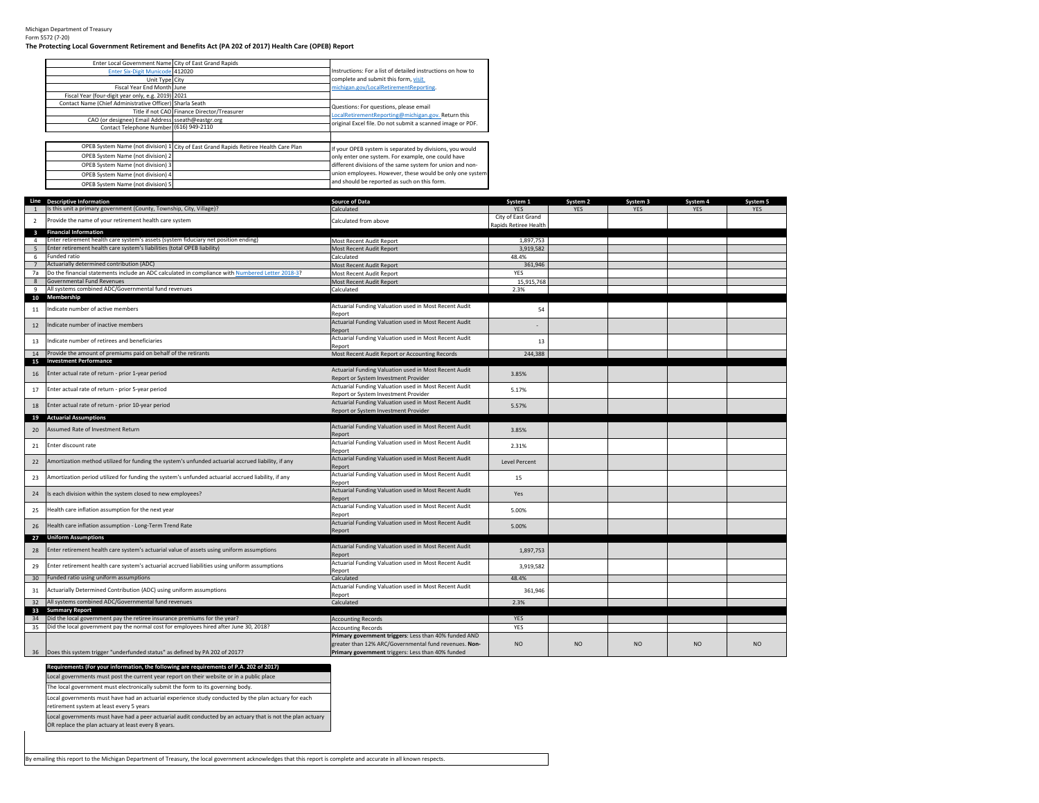Michigan Department of Treasury
Form 5572 (7-20)

**The Protecting Local Government Retirement and Benefits Act (PA 202 of 2017) Health Care (OPEB) Report**

| | |
|---|---|
| Enter Local Government Name | City of East Grand Rapids |
| Enter Six-Digit Municode | 412020 |
| Unit Type | City |
| Fiscal Year End Month | June |
| Fiscal Year (four-digit year only, e.g. 2019) | 2021 |
| Contact Name (Chief Administrative Officer) | Sharla Seath |
| Title if not CAO | Finance Director/Treasurer |
| CAO (or designee) Email Address | sseath@eastgr.org |
| Contact Telephone Number | (616) 949-2110 |

Instructions: For a list of detailed instructions on how to complete and submit this form, visit michigan.gov/LocalRetirementReporting.

Questions: For questions, please email LocalRetirementReporting@michigan.gov. Return this original Excel file. Do not submit a scanned image or PDF.

| | |
|---|---|
| OPEB System Name (not division) 1 | City of East Grand Rapids Retiree Health Care Plan |
| OPEB System Name (not division) 2 | |
| OPEB System Name (not division) 3 | |
| OPEB System Name (not division) 4 | |
| OPEB System Name (not division) 5 | |

If your OPEB system is separated by divisions, you would only enter one system. For example, one could have different divisions of the same system for union and non-union employees. However, these would be only one system and should be reported as such on this form.

| Line | Descriptive Information | Source of Data | System 1 | System 2 | System 3 | System 4 | System 5 |
|---|---|---|---|---|---|---|---|
| 1 | Is this unit a primary government (County, Township, City, Village)? | Calculated | YES | YES | YES | YES | YES |
| 2 | Provide the name of your retirement health care system | Calculated from above | City of East Grand Rapids Retiree Health | | | | |
| 3 | **Financial Information** | | | | | | |
| 4 | Enter retirement health care system's assets (system fiduciary net position ending) | Most Recent Audit Report | 1,897,753 | | | | |
| 5 | Enter retirement health care system's liabilities (total OPEB liability) | Most Recent Audit Report | 3,919,582 | | | | |
| 6 | Funded ratio | Calculated | 48.4% | | | | |
| 7 | Actuarially determined contribution (ADC) | Most Recent Audit Report | 361,946 | | | | |
| 7a | Do the financial statements include an ADC calculated in compliance with Numbered Letter 2018-3? | Most Recent Audit Report | YES | | | | |
| 8 | Governmental Fund Revenues | Most Recent Audit Report | 15,915,768 | | | | |
| 9 | All systems combined ADC/Governmental fund revenues | Calculated | 2.3% | | | | |
| 10 | **Membership** | | | | | | |
| 11 | Indicate number of active members | Actuarial Funding Valuation used in Most Recent Audit Report | 54 | | | | |
| 12 | Indicate number of inactive members | Actuarial Funding Valuation used in Most Recent Audit Report | - | | | | |
| 13 | Indicate number of retirees and beneficiaries | Actuarial Funding Valuation used in Most Recent Audit Report | 13 | | | | |
| 14 | Provide the amount of premiums paid on behalf of the retirants | Most Recent Audit Report or Accounting Records | 244,388 | | | | |
| 15 | **Investment Performance** | | | | | | |
| 16 | Enter actual rate of return - prior 1-year period | Actuarial Funding Valuation used in Most Recent Audit Report or System Investment Provider | 3.85% | | | | |
| 17 | Enter actual rate of return - prior 5-year period | Actuarial Funding Valuation used in Most Recent Audit Report or System Investment Provider | 5.17% | | | | |
| 18 | Enter actual rate of return - prior 10-year period | Actuarial Funding Valuation used in Most Recent Audit Report or System Investment Provider | 5.57% | | | | |
| 19 | **Actuarial Assumptions** | | | | | | |
| 20 | Assumed Rate of Investment Return | Actuarial Funding Valuation used in Most Recent Audit Report | 3.85% | | | | |
| 21 | Enter discount rate | Actuarial Funding Valuation used in Most Recent Audit Report | 2.31% | | | | |
| 22 | Amortization method utilized for funding the system's unfunded actuarial accrued liability, if any | Actuarial Funding Valuation used in Most Recent Audit Report | Level Percent | | | | |
| 23 | Amortization period utilized for funding the system's unfunded actuarial accrued liability, if any | Actuarial Funding Valuation used in Most Recent Audit Report | 15 | | | | |
| 24 | Is each division within the system closed to new employees? | Actuarial Funding Valuation used in Most Recent Audit Report | Yes | | | | |
| 25 | Health care inflation assumption for the next year | Actuarial Funding Valuation used in Most Recent Audit Report | 5.00% | | | | |
| 26 | Health care inflation assumption - Long-Term Trend Rate | Actuarial Funding Valuation used in Most Recent Audit Report | 5.00% | | | | |
| 27 | **Uniform Assumptions** | | | | | | |
| 28 | Enter retirement health care system's actuarial value of assets using uniform assumptions | Actuarial Funding Valuation used in Most Recent Audit Report | 1,897,753 | | | | |
| 29 | Enter retirement health care system's actuarial accrued liabilities using uniform assumptions | Actuarial Funding Valuation used in Most Recent Audit Report | 3,919,582 | | | | |
| 30 | Funded ratio using uniform assumptions | Calculated | 48.4% | | | | |
| 31 | Actuarially Determined Contribution (ADC) using uniform assumptions | Actuarial Funding Valuation used in Most Recent Audit Report | 361,946 | | | | |
| 32 | All systems combined ADC/Governmental fund revenues | Calculated | 2.3% | | | | |
| 33 | **Summary Report** | | | | | | |
| 34 | Did the local government pay the retiree insurance premiums for the year? | Accounting Records | YES | | | | |
| 35 | Did the local government pay the normal cost for employees hired after June 30, 2018? | Accounting Records | YES | | | | |
| 36 | Does this system trigger "underfunded status" as defined by PA 202 of 2017? | **Primary government triggers:** Less than 40% funded AND greater than 12% ARC/Governmental fund revenues. **Non-Primary government** triggers: Less than 40% funded | NO | NO | NO | NO | NO |

**Requirements (For your information, the following are requirements of P.A. 202 of 2017)**

Local governments must post the current year report on their website or in a public place

The local government must electronically submit the form to its governing body.

Local governments must have had an actuarial experience study conducted by the plan actuary for each retirement system at least every 5 years

Local governments must have had a peer actuarial audit conducted by an actuary that is not the plan actuary OR replace the plan actuary at least every 8 years.

By emailing this report to the Michigan Department of Treasury, the local government acknowledges that this report is complete and accurate in all known respects.